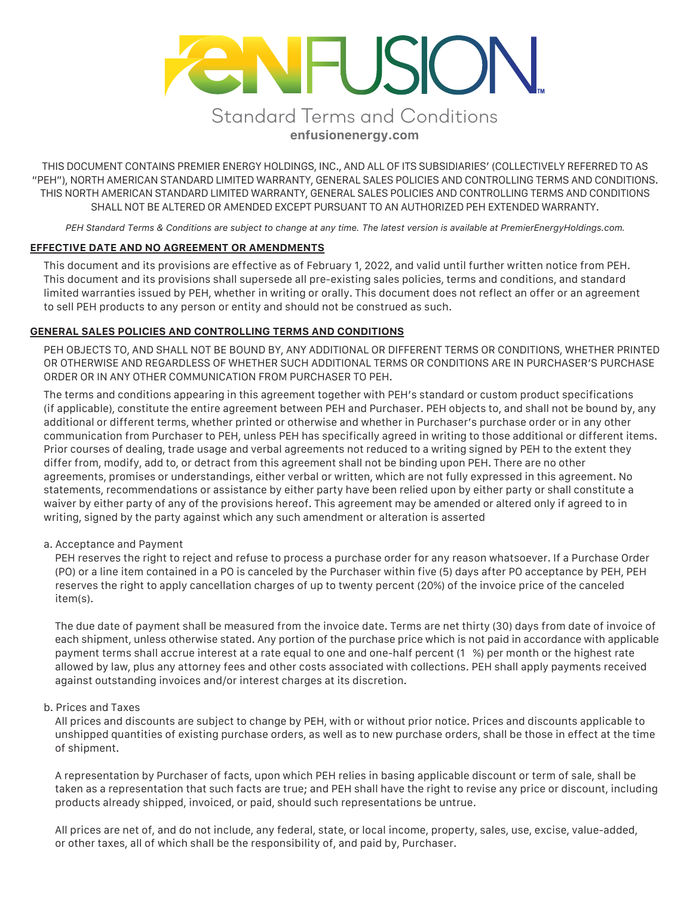# ENFUSION™

## Standard Terms and Conditions

**enfusionenergy.com**

THIS DOCUMENT CONTAINS PREMIER ENERGY HOLDINGS, INC., AND ALL OF ITS SUBSIDIARIES' (COLLECTIVELY REFERRED TO AS "PEH"), NORTH AMERICAN STANDARD LIMITED WARRANTY, GENERAL SALES POLICIES AND CONTROLLING TERMS AND CONDITIONS. THIS NORTH AMERICAN STANDARD LIMITED WARRANTY, GENERAL SALES POLICIES AND CONTROLLING TERMS AND CONDITIONS SHALL NOT BE ALTERED OR AMENDED EXCEPT PURSUANT TO AN AUTHORIZED PEH EXTENDED WARRANTY.

*PEH Standard Terms & Conditions are subject to change at any time. The latest version is available at PremierEnergyHoldings.com.*

### EFFECTIVE DATE AND NO AGREEMENT OR AMENDMENTS

This document and its provisions are effective as of February 1, 2022, and valid until further written notice from PEH. This document and its provisions shall supersede all pre-existing sales policies, terms and conditions, and standard limited warranties issued by PEH, whether in writing or orally. This document does not reflect an offer or an agreement to sell PEH products to any person or entity and should not be construed as such.

### GENERAL SALES POLICIES AND CONTROLLING TERMS AND CONDITIONS

PEH OBJECTS TO, AND SHALL NOT BE BOUND BY, ANY ADDITIONAL OR DIFFERENT TERMS OR CONDITIONS, WHETHER PRINTED OR OTHERWISE AND REGARDLESS OF WHETHER SUCH ADDITIONAL TERMS OR CONDITIONS ARE IN PURCHASER'S PURCHASE ORDER OR IN ANY OTHER COMMUNICATION FROM PURCHASER TO PEH.

The terms and conditions appearing in this agreement together with PEH's standard or custom product specifications (if applicable), constitute the entire agreement between PEH and Purchaser. PEH objects to, and shall not be bound by, any additional or different terms, whether printed or otherwise and whether in Purchaser's purchase order or in any other communication from Purchaser to PEH, unless PEH has specifically agreed in writing to those additional or different items. Prior courses of dealing, trade usage and verbal agreements not reduced to a writing signed by PEH to the extent they differ from, modify, add to, or detract from this agreement shall not be binding upon PEH. There are no other agreements, promises or understandings, either verbal or written, which are not fully expressed in this agreement. No statements, recommendations or assistance by either party have been relied upon by either party or shall constitute a waiver by either party of any of the provisions hereof. This agreement may be amended or altered only if agreed to in writing, signed by the party against which any such amendment or alteration is asserted

a. Acceptance and Payment

PEH reserves the right to reject and refuse to process a purchase order for any reason whatsoever. If a Purchase Order (PO) or a line item contained in a PO is canceled by the Purchaser within five (5) days after PO acceptance by PEH, PEH reserves the right to apply cancellation charges of up to twenty percent (20%) of the invoice price of the canceled item(s).

The due date of payment shall be measured from the invoice date. Terms are net thirty (30) days from date of invoice of each shipment, unless otherwise stated. Any portion of the purchase price which is not paid in accordance with applicable payment terms shall accrue interest at a rate equal to one and one-half percent (1 %) per month or the highest rate allowed by law, plus any attorney fees and other costs associated with collections. PEH shall apply payments received against outstanding invoices and/or interest charges at its discretion.

b. Prices and Taxes

All prices and discounts are subject to change by PEH, with or without prior notice. Prices and discounts applicable to unshipped quantities of existing purchase orders, as well as to new purchase orders, shall be those in effect at the time of shipment.

A representation by Purchaser of facts, upon which PEH relies in basing applicable discount or term of sale, shall be taken as a representation that such facts are true; and PEH shall have the right to revise any price or discount, including products already shipped, invoiced, or paid, should such representations be untrue.

All prices are net of, and do not include, any federal, state, or local income, property, sales, use, excise, value-added, or other taxes, all of which shall be the responsibility of, and paid by, Purchaser.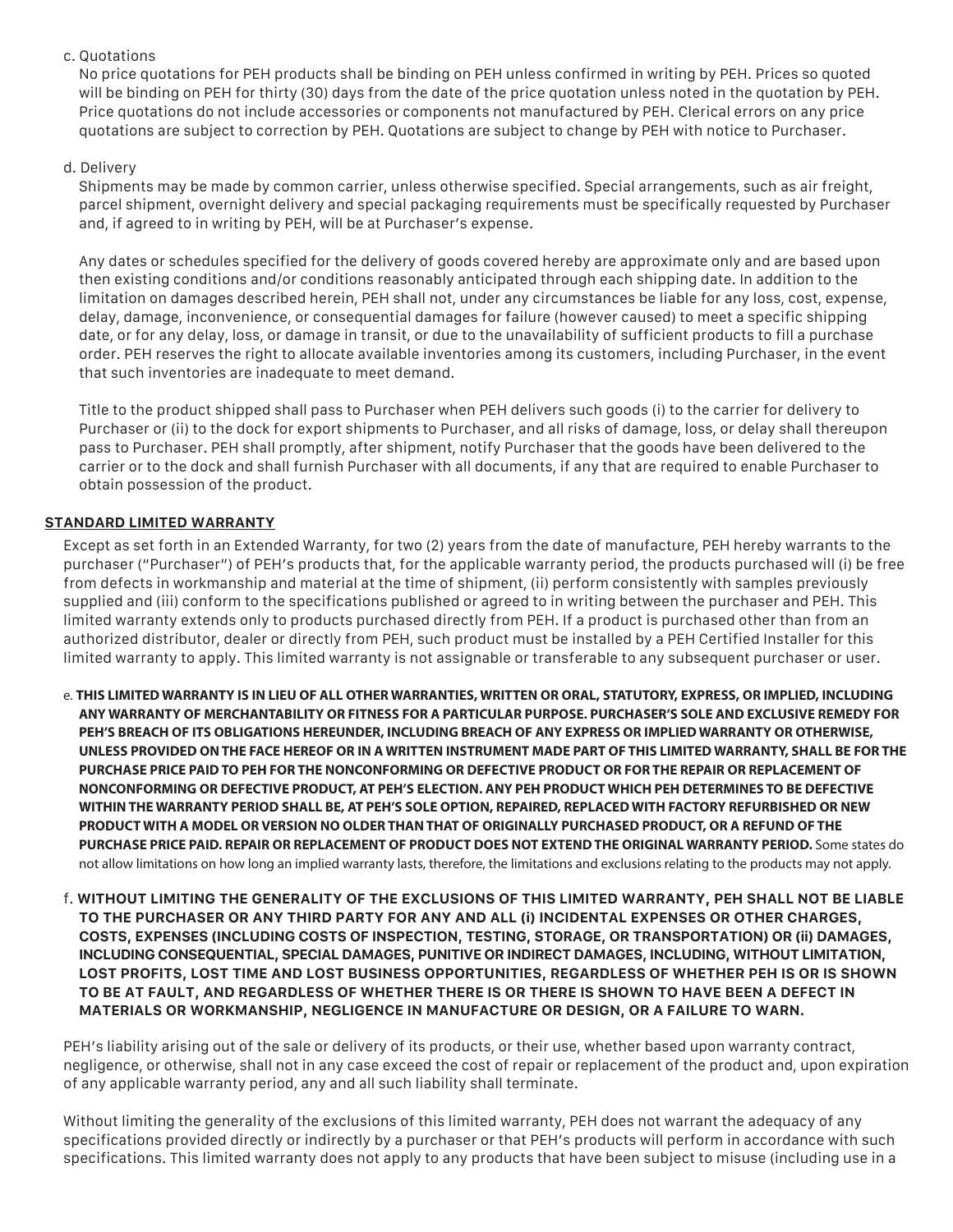c. Quotations

No price quotations for PEH products shall be binding on PEH unless confirmed in writing by PEH. Prices so quoted will be binding on PEH for thirty (30) days from the date of the price quotation unless noted in the quotation by PEH. Price quotations do not include accessories or components not manufactured by PEH. Clerical errors on any price quotations are subject to correction by PEH. Quotations are subject to change by PEH with notice to Purchaser.

d. Delivery

Shipments may be made by common carrier, unless otherwise specified. Special arrangements, such as air freight, parcel shipment, overnight delivery and special packaging requirements must be specifically requested by Purchaser and, if agreed to in writing by PEH, will be at Purchaser's expense.

Any dates or schedules specified for the delivery of goods covered hereby are approximate only and are based upon then existing conditions and/or conditions reasonably anticipated through each shipping date. In addition to the limitation on damages described herein, PEH shall not, under any circumstances be liable for any loss, cost, expense, delay, damage, inconvenience, or consequential damages for failure (however caused) to meet a specific shipping date, or for any delay, loss, or damage in transit, or due to the unavailability of sufficient products to fill a purchase order. PEH reserves the right to allocate available inventories among its customers, including Purchaser, in the event that such inventories are inadequate to meet demand.

Title to the product shipped shall pass to Purchaser when PEH delivers such goods (i) to the carrier for delivery to Purchaser or (ii) to the dock for export shipments to Purchaser, and all risks of damage, loss, or delay shall thereupon pass to Purchaser. PEH shall promptly, after shipment, notify Purchaser that the goods have been delivered to the carrier or to the dock and shall furnish Purchaser with all documents, if any that are required to enable Purchaser to obtain possession of the product.

**STANDARD LIMITED WARRANTY**

Except as set forth in an Extended Warranty, for two (2) years from the date of manufacture, PEH hereby warrants to the purchaser ("Purchaser") of PEH's products that, for the applicable warranty period, the products purchased will (i) be free from defects in workmanship and material at the time of shipment, (ii) perform consistently with samples previously supplied and (iii) conform to the specifications published or agreed to in writing between the purchaser and PEH. This limited warranty extends only to products purchased directly from PEH. If a product is purchased other than from an authorized distributor, dealer or directly from PEH, such product must be installed by a PEH Certified Installer for this limited warranty to apply. This limited warranty is not assignable or transferable to any subsequent purchaser or user.

e. **THIS LIMITED WARRANTY IS IN LIEU OF ALL OTHER WARRANTIES, WRITTEN OR ORAL, STATUTORY, EXPRESS, OR IMPLIED, INCLUDING ANY WARRANTY OF MERCHANTABILITY OR FITNESS FOR A PARTICULAR PURPOSE. PURCHASER'S SOLE AND EXCLUSIVE REMEDY FOR PEH'S BREACH OF ITS OBLIGATIONS HEREUNDER, INCLUDING BREACH OF ANY EXPRESS OR IMPLIED WARRANTY OR OTHERWISE, UNLESS PROVIDED ON THE FACE HEREOF OR IN A WRITTEN INSTRUMENT MADE PART OF THIS LIMITED WARRANTY, SHALL BE FOR THE PURCHASE PRICE PAID TO PEH FOR THE NONCONFORMING OR DEFECTIVE PRODUCT OR FOR THE REPAIR OR REPLACEMENT OF NONCONFORMING OR DEFECTIVE PRODUCT, AT PEH'S ELECTION. ANY PEH PRODUCT WHICH PEH DETERMINES TO BE DEFECTIVE WITHIN THE WARRANTY PERIOD SHALL BE, AT PEH'S SOLE OPTION, REPAIRED, REPLACED WITH FACTORY REFURBISHED OR NEW PRODUCT WITH A MODEL OR VERSION NO OLDER THAN THAT OF ORIGINALLY PURCHASED PRODUCT, OR A REFUND OF THE PURCHASE PRICE PAID. REPAIR OR REPLACEMENT OF PRODUCT DOES NOT EXTEND THE ORIGINAL WARRANTY PERIOD.** Some states do not allow limitations on how long an implied warranty lasts, therefore, the limitations and exclusions relating to the products may not apply.

f. **WITHOUT LIMITING THE GENERALITY OF THE EXCLUSIONS OF THIS LIMITED WARRANTY, PEH SHALL NOT BE LIABLE TO THE PURCHASER OR ANY THIRD PARTY FOR ANY AND ALL (i) INCIDENTAL EXPENSES OR OTHER CHARGES, COSTS, EXPENSES (INCLUDING COSTS OF INSPECTION, TESTING, STORAGE, OR TRANSPORTATION) OR (ii) DAMAGES, INCLUDING CONSEQUENTIAL, SPECIAL DAMAGES, PUNITIVE OR INDIRECT DAMAGES, INCLUDING, WITHOUT LIMITATION, LOST PROFITS, LOST TIME AND LOST BUSINESS OPPORTUNITIES, REGARDLESS OF WHETHER PEH IS OR IS SHOWN TO BE AT FAULT, AND REGARDLESS OF WHETHER THERE IS OR THERE IS SHOWN TO HAVE BEEN A DEFECT IN MATERIALS OR WORKMANSHIP, NEGLIGENCE IN MANUFACTURE OR DESIGN, OR A FAILURE TO WARN.**

PEH's liability arising out of the sale or delivery of its products, or their use, whether based upon warranty contract, negligence, or otherwise, shall not in any case exceed the cost of repair or replacement of the product and, upon expiration of any applicable warranty period, any and all such liability shall terminate.

Without limiting the generality of the exclusions of this limited warranty, PEH does not warrant the adequacy of any specifications provided directly or indirectly by a purchaser or that PEH's products will perform in accordance with such specifications. This limited warranty does not apply to any products that have been subject to misuse (including use in a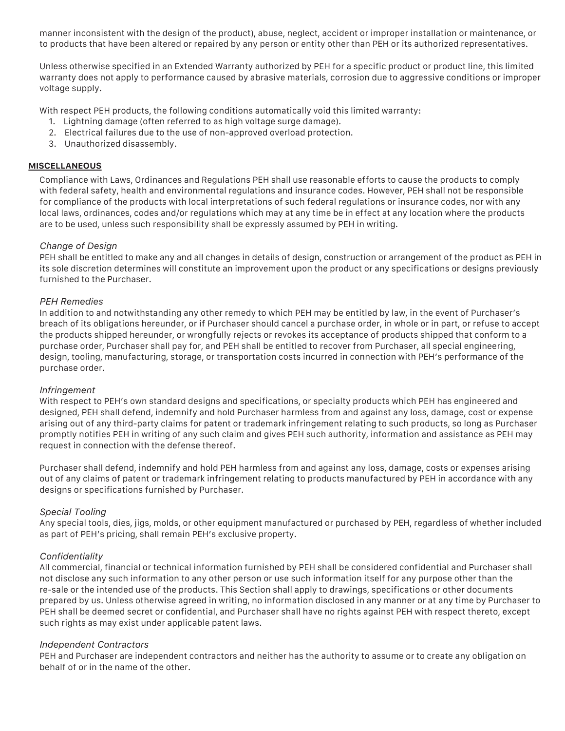manner inconsistent with the design of the product), abuse, neglect, accident or improper installation or maintenance, or to products that have been altered or repaired by any person or entity other than PEH or its authorized representatives.

Unless otherwise specified in an Extended Warranty authorized by PEH for a specific product or product line, this limited warranty does not apply to performance caused by abrasive materials, corrosion due to aggressive conditions or improper voltage supply.

With respect PEH products, the following conditions automatically void this limited warranty:

1. Lightning damage (often referred to as high voltage surge damage).
2. Electrical failures due to the use of non-approved overload protection.
3. Unauthorized disassembly.

## MISCELLANEOUS

Compliance with Laws, Ordinances and Regulations PEH shall use reasonable efforts to cause the products to comply with federal safety, health and environmental regulations and insurance codes. However, PEH shall not be responsible for compliance of the products with local interpretations of such federal regulations or insurance codes, nor with any local laws, ordinances, codes and/or regulations which may at any time be in effect at any location where the products are to be used, unless such responsibility shall be expressly assumed by PEH in writing.

*Change of Design*
PEH shall be entitled to make any and all changes in details of design, construction or arrangement of the product as PEH in its sole discretion determines will constitute an improvement upon the product or any specifications or designs previously furnished to the Purchaser.

*PEH Remedies*
In addition to and notwithstanding any other remedy to which PEH may be entitled by law, in the event of Purchaser's breach of its obligations hereunder, or if Purchaser should cancel a purchase order, in whole or in part, or refuse to accept the products shipped hereunder, or wrongfully rejects or revokes its acceptance of products shipped that conform to a purchase order, Purchaser shall pay for, and PEH shall be entitled to recover from Purchaser, all special engineering, design, tooling, manufacturing, storage, or transportation costs incurred in connection with PEH's performance of the purchase order.

*Infringement*
With respect to PEH's own standard designs and specifications, or specialty products which PEH has engineered and designed, PEH shall defend, indemnify and hold Purchaser harmless from and against any loss, damage, cost or expense arising out of any third-party claims for patent or trademark infringement relating to such products, so long as Purchaser promptly notifies PEH in writing of any such claim and gives PEH such authority, information and assistance as PEH may request in connection with the defense thereof.

Purchaser shall defend, indemnify and hold PEH harmless from and against any loss, damage, costs or expenses arising out of any claims of patent or trademark infringement relating to products manufactured by PEH in accordance with any designs or specifications furnished by Purchaser.

*Special Tooling*
Any special tools, dies, jigs, molds, or other equipment manufactured or purchased by PEH, regardless of whether included as part of PEH's pricing, shall remain PEH's exclusive property.

*Confidentiality*
All commercial, financial or technical information furnished by PEH shall be considered confidential and Purchaser shall not disclose any such information to any other person or use such information itself for any purpose other than the re-sale or the intended use of the products. This Section shall apply to drawings, specifications or other documents prepared by us. Unless otherwise agreed in writing, no information disclosed in any manner or at any time by Purchaser to PEH shall be deemed secret or confidential, and Purchaser shall have no rights against PEH with respect thereto, except such rights as may exist under applicable patent laws.

*Independent Contractors*
PEH and Purchaser are independent contractors and neither has the authority to assume or to create any obligation on behalf of or in the name of the other.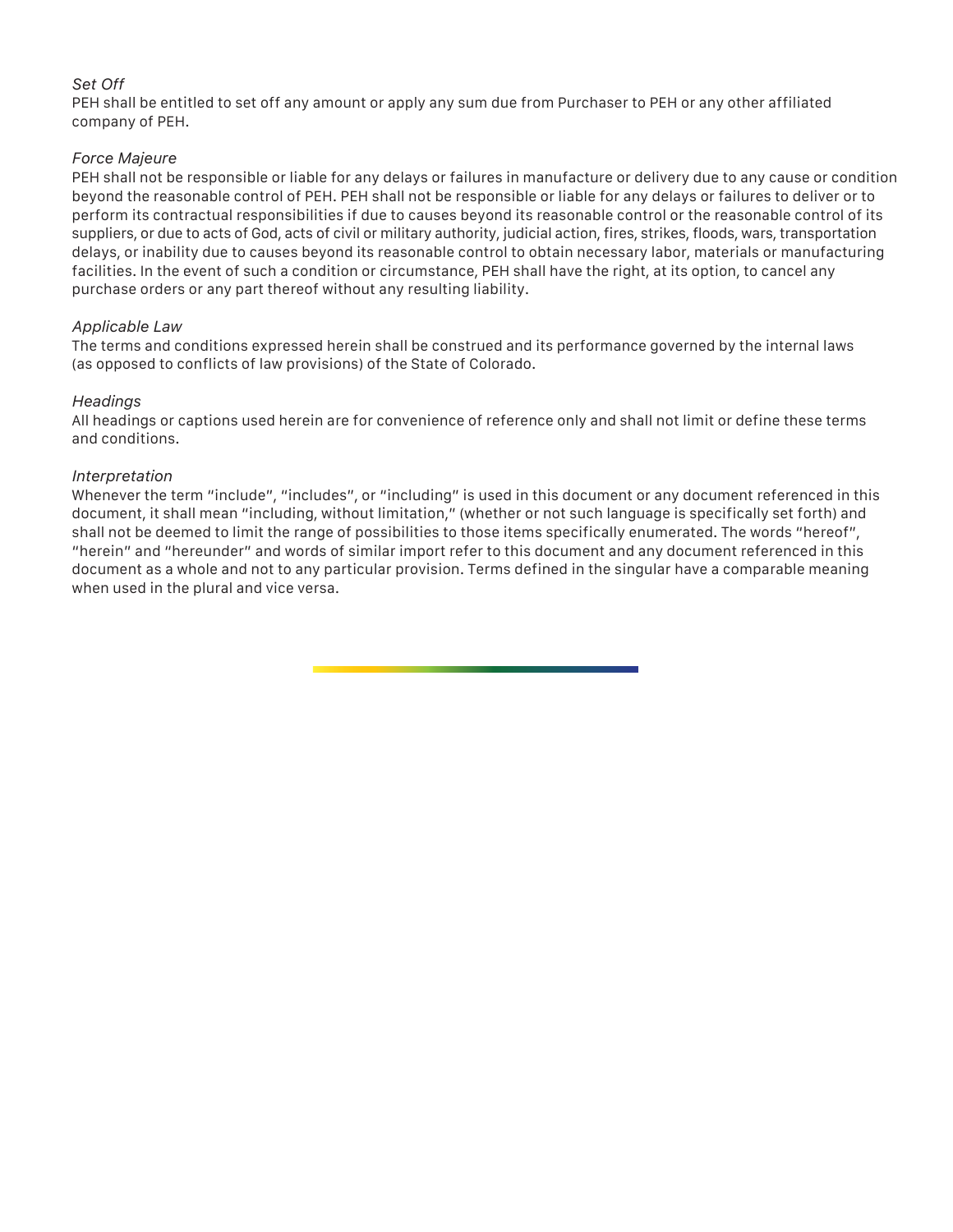*Set Off*

PEH shall be entitled to set off any amount or apply any sum due from Purchaser to PEH or any other affiliated company of PEH.

*Force Majeure*

PEH shall not be responsible or liable for any delays or failures in manufacture or delivery due to any cause or condition beyond the reasonable control of PEH. PEH shall not be responsible or liable for any delays or failures to deliver or to perform its contractual responsibilities if due to causes beyond its reasonable control or the reasonable control of its suppliers, or due to acts of God, acts of civil or military authority, judicial action, fires, strikes, floods, wars, transportation delays, or inability due to causes beyond its reasonable control to obtain necessary labor, materials or manufacturing facilities. In the event of such a condition or circumstance, PEH shall have the right, at its option, to cancel any purchase orders or any part thereof without any resulting liability.

*Applicable Law*

The terms and conditions expressed herein shall be construed and its performance governed by the internal laws (as opposed to conflicts of law provisions) of the State of Colorado.

*Headings*

All headings or captions used herein are for convenience of reference only and shall not limit or define these terms and conditions.

*Interpretation*

Whenever the term "include", "includes", or "including" is used in this document or any document referenced in this document, it shall mean "including, without limitation," (whether or not such language is specifically set forth) and shall not be deemed to limit the range of possibilities to those items specifically enumerated. The words "hereof", "herein" and "hereunder" and words of similar import refer to this document and any document referenced in this document as a whole and not to any particular provision. Terms defined in the singular have a comparable meaning when used in the plural and vice versa.